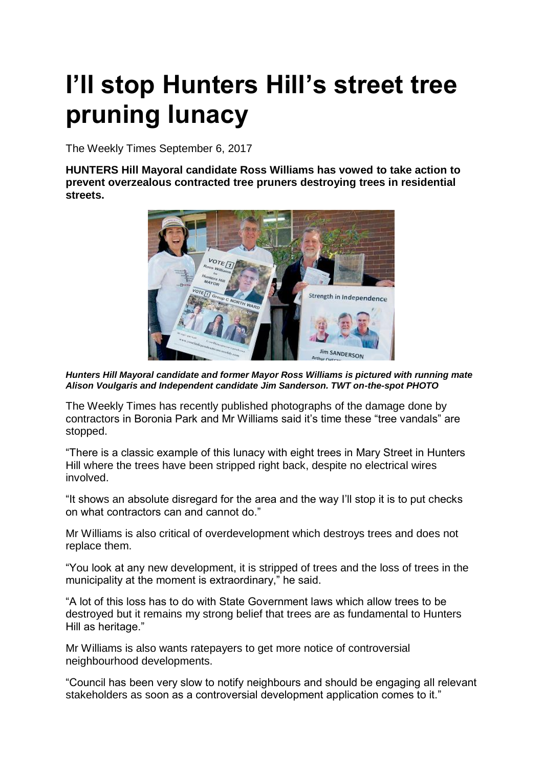# I'll stop Hunters Hill's street tree pruning lunacy

The Weekly Times September 6, 2017

**HUNTERS Hill Mayoral candidate Ross Williams has vowed to take action to prevent overzealous contracted tree pruners destroying trees in residential streets.**

***Hunters Hill Mayoral candidate and former Mayor Ross Williams is pictured with running mate Alison Voulgaris and Independent candidate Jim Sanderson. TWT on-the-spot PHOTO***

The Weekly Times has recently published photographs of the damage done by contractors in Boronia Park and Mr Williams said it's time these "tree vandals" are stopped.

"There is a classic example of this lunacy with eight trees in Mary Street in Hunters Hill where the trees have been stripped right back, despite no electrical wires involved.

"It shows an absolute disregard for the area and the way I'll stop it is to put checks on what contractors can and cannot do."

Mr Williams is also critical of overdevelopment which destroys trees and does not replace them.

"You look at any new development, it is stripped of trees and the loss of trees in the municipality at the moment is extraordinary," he said.

"A lot of this loss has to do with State Government laws which allow trees to be destroyed but it remains my strong belief that trees are as fundamental to Hunters Hill as heritage."

Mr Williams is also wants ratepayers to get more notice of controversial neighbourhood developments.

"Council has been very slow to notify neighbours and should be engaging all relevant stakeholders as soon as a controversial development application comes to it."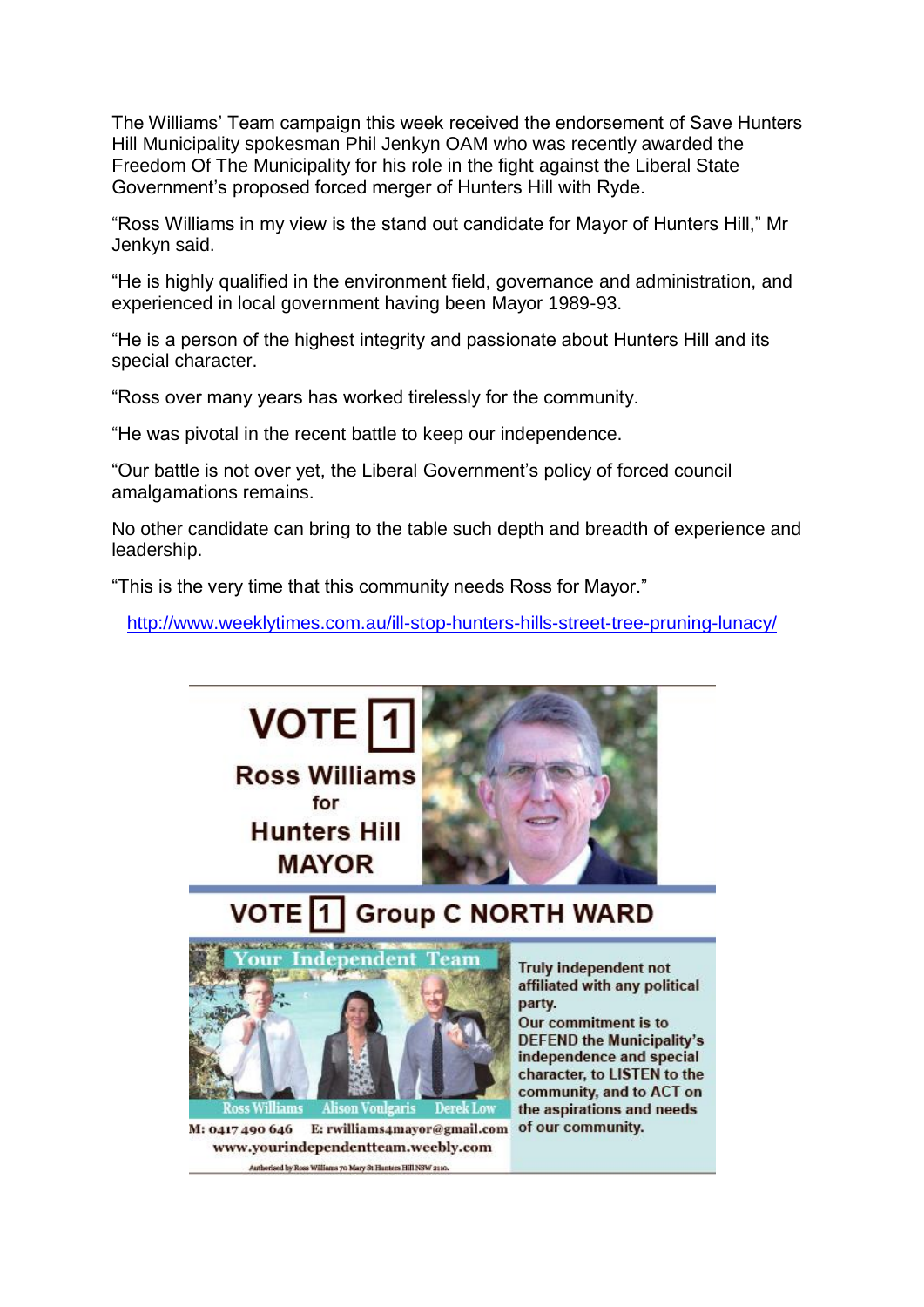The Williams' Team campaign this week received the endorsement of Save Hunters Hill Municipality spokesman Phil Jenkyn OAM who was recently awarded the Freedom Of The Municipality for his role in the fight against the Liberal State Government's proposed forced merger of Hunters Hill with Ryde.

"Ross Williams in my view is the stand out candidate for Mayor of Hunters Hill," Mr Jenkyn said.

"He is highly qualified in the environment field, governance and administration, and experienced in local government having been Mayor 1989-93.

"He is a person of the highest integrity and passionate about Hunters Hill and its special character.

"Ross over many years has worked tirelessly for the community.

"He was pivotal in the recent battle to keep our independence.

"Our battle is not over yet, the Liberal Government's policy of forced council amalgamations remains.

No other candidate can bring to the table such depth and breadth of experience and leadership.

"This is the very time that this community needs Ross for Mayor."

http://www.weeklytimes.com.au/ill-stop-hunters-hills-street-tree-pruning-lunacy/

# VOTE 1 Ross Williams for Hunters Hill MAYOR

## VOTE 1 Group C NORTH WARD

Your Independent Team

Ross Williams Alison Voulgaris Derek Low

M: 0417 490 646 E: rwilliams4mayor@gmail.com

www.yourindependentteam.weebly.com

Truly independent not affiliated with any political party.

Our commitment is to DEFEND the Municipality's independence and special character, to LISTEN to the community, and to ACT on the aspirations and needs of our community.

Authorised by Ross Williams 70 Mary St Hunters Hill NSW 2110.